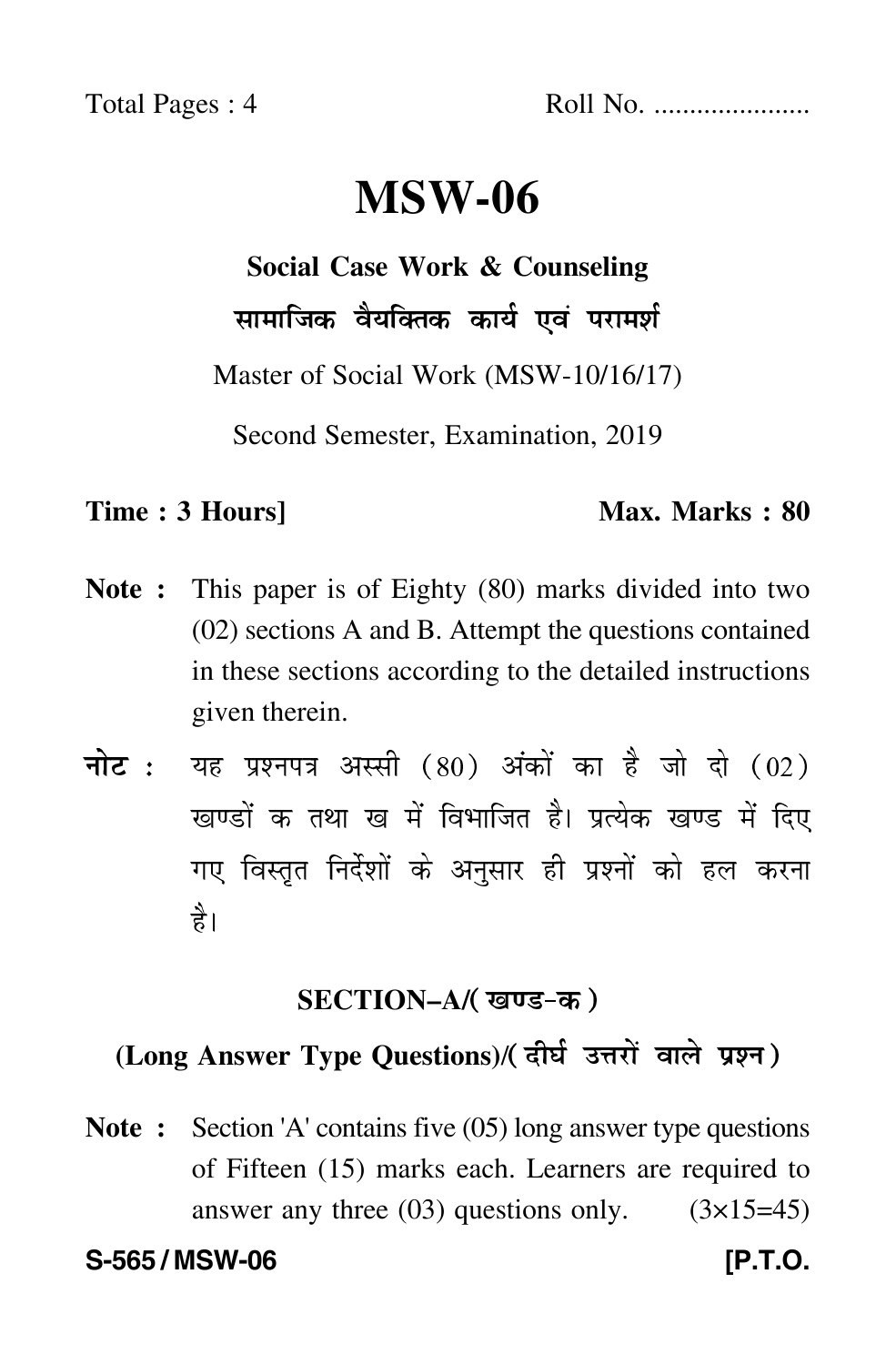Total Pages : 4 Roll No. .....................

# MSW-06

**Social Case Work & Counseling**

**सामाजिक वैयक्तिक कार्य एवं परामर्श**

Master of Social Work (MSW-10/16/17)

Second Semester, Examination, 2019

**Time : 3 Hours]** **Max. Marks : 80**

**Note :** This paper is of Eighty (80) marks divided into two (02) sections A and B. Attempt the questions contained in these sections according to the detailed instructions given therein.

**नोट :** यह प्रश्नपत्र अस्सी (80) अंकों का है जो दो (02) खण्डों क तथा ख में विभाजित है। प्रत्येक खण्ड में दिए गए विस्तृत निर्देशों के अनुसार ही प्रश्नों को हल करना है।

## SECTION–A/(खण्ड-क)

### (Long Answer Type Questions)/(दीर्घ उत्तरों वाले प्रश्न)

**Note :** Section 'A' contains five (05) long answer type questions of Fifteen (15) marks each. Learners are required to answer any three (03) questions only. (3×15=45)

**S-565 / MSW-06** **[P.T.O.**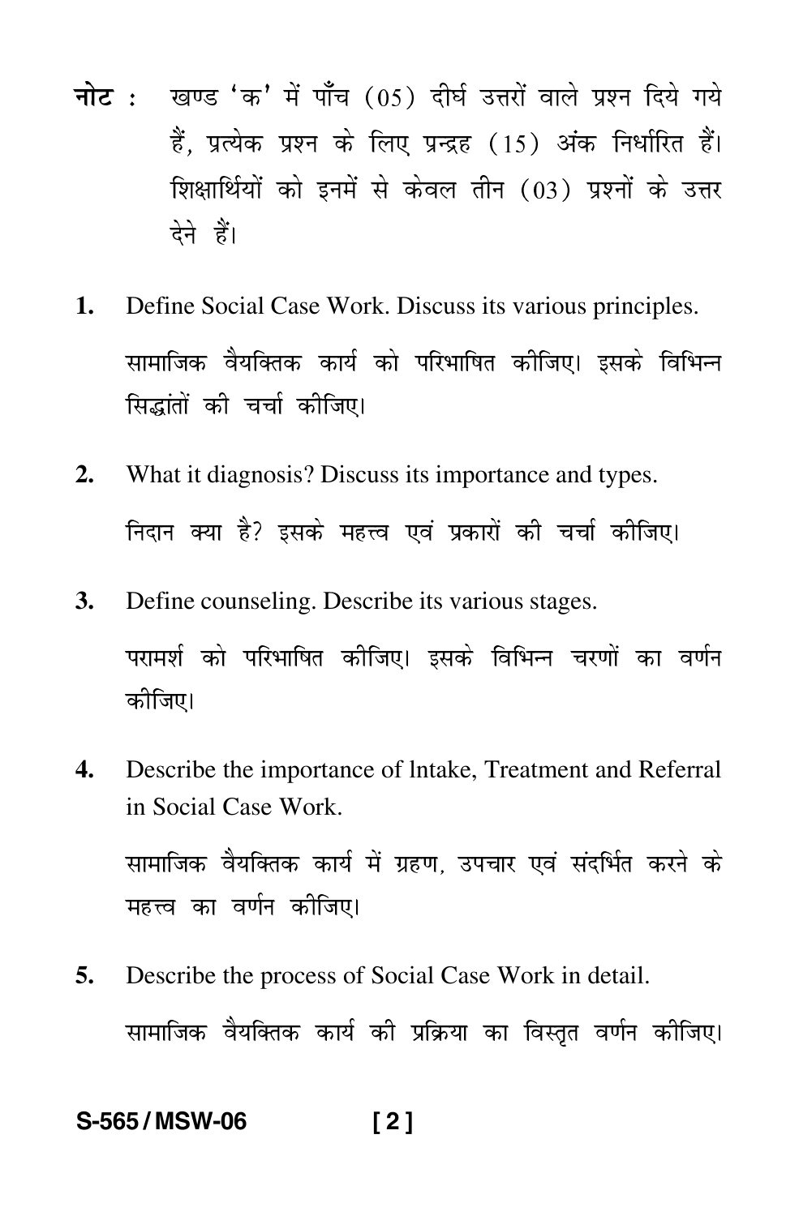**नोट :** खण्ड 'क' में पाँच (05) दीर्घ उत्तरों वाले प्रश्न दिये गये हैं, प्रत्येक प्रश्न के लिए पन्द्रह (15) अंक निर्धारित हैं। शिक्षार्थियों को इनमें से केवल तीन (03) प्रश्नों के उत्तर देने हैं।

1. Define Social Case Work. Discuss its various principles.

   सामाजिक वैयक्तिक कार्य को परिभाषित कीजिए। इसके विभिन्न सिद्धांतों की चर्चा कीजिए।

2. What it diagnosis? Discuss its importance and types.

   निदान क्या है? इसके महत्त्व एवं प्रकारों की चर्चा कीजिए।

3. Define counseling. Describe its various stages.

   परामर्श को परिभाषित कीजिए। इसके विभिन्न चरणों का वर्णन कीजिए।

4. Describe the importance of lntake, Treatment and Referral in Social Case Work.

   सामाजिक वैयक्तिक कार्य में ग्रहण, उपचार एवं संदर्भित करने के महत्त्व का वर्णन कीजिए।

5. Describe the process of Social Case Work in detail.

   सामाजिक वैयक्तिक कार्य की प्रक्रिया का विस्तृत वर्णन कीजिए।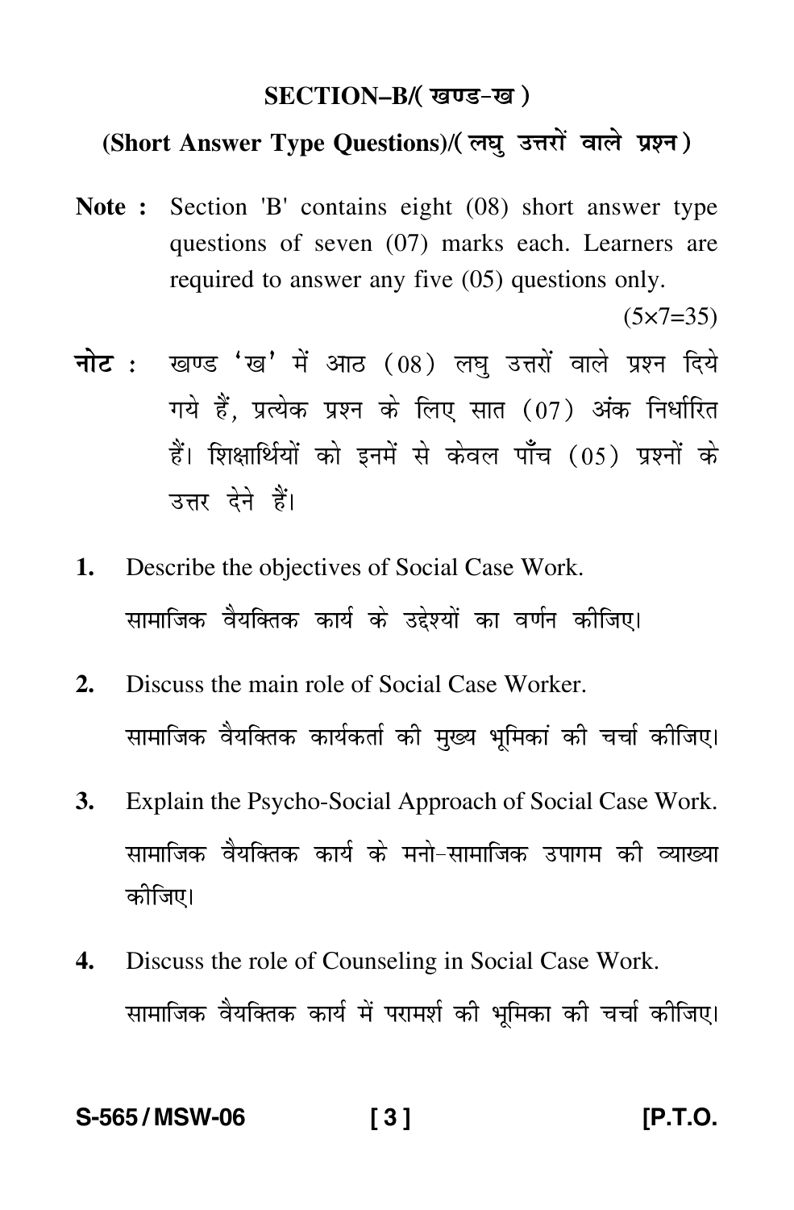## SECTION–B/( खण्ड-ख )

### (Short Answer Type Questions)/( लघु उत्तरों वाले प्रश्न )

**Note :** Section 'B' contains eight (08) short answer type questions of seven (07) marks each. Learners are required to answer any five (05) questions only.

(5×7=35)

**नोट :** खण्ड 'ख' में आठ (08) लघु उत्तरों वाले प्रश्न दिये गये हैं, प्रत्येक प्रश्न के लिए सात (07) अंक निर्धारित हैं। शिक्षार्थियों को इनमें से केवल पाँच (05) प्रश्नों के उत्तर देने हैं।

1. Describe the objectives of Social Case Work.

   सामाजिक वैयक्तिक कार्य के उद्देश्यों का वर्णन कीजिए।

2. Discuss the main role of Social Case Worker.

   सामाजिक वैयक्तिक कार्यकर्ता की मुख्य भूमिकां की चर्चा कीजिए।

3. Explain the Psycho-Social Approach of Social Case Work.

   सामाजिक वैयक्तिक कार्य के मनो-सामाजिक उपागम की व्याख्या कीजिए।

4. Discuss the role of Counseling in Social Case Work.

   सामाजिक वैयक्तिक कार्य में परामर्श की भूमिका की चर्चा कीजिए।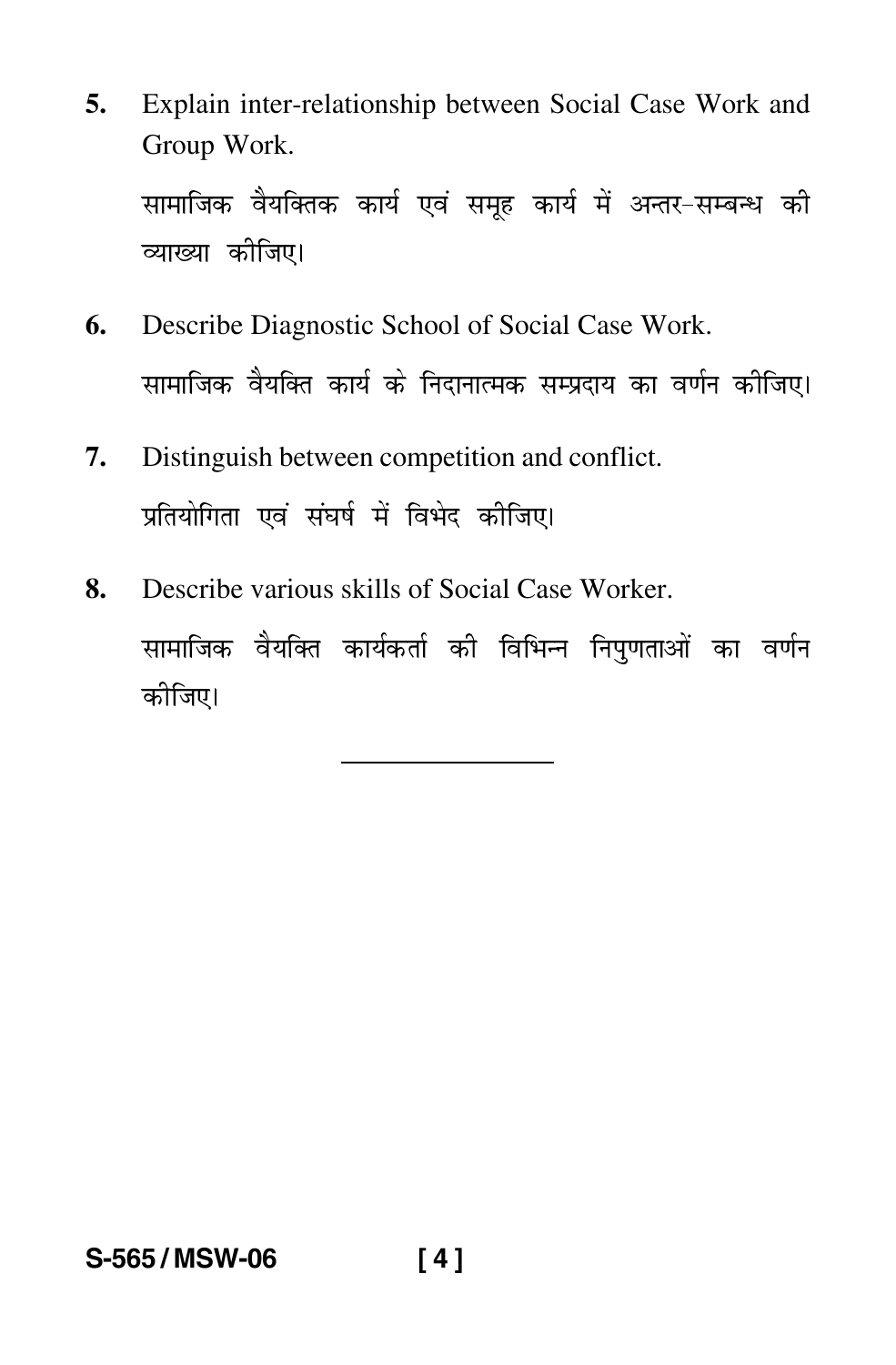**5.** Explain inter-relationship between Social Case Work and Group Work.

सामाजिक वैयक्तिक कार्य एवं समूह कार्य में अन्तर-सम्बन्ध की व्याख्या कीजिए।

**6.** Describe Diagnostic School of Social Case Work.

सामाजिक वैयक्ति कार्य के निदानात्मक सम्प्रदाय का वर्णन कीजिए।

**7.** Distinguish between competition and conflict.

प्रतियोगिता एवं संघर्ष में विभेद कीजिए।

**8.** Describe various skills of Social Case Worker.

सामाजिक वैयक्ति कार्यकर्ता की विभिन्न निपुणताओं का वर्णन कीजिए।

---

S-565 / MSW-06